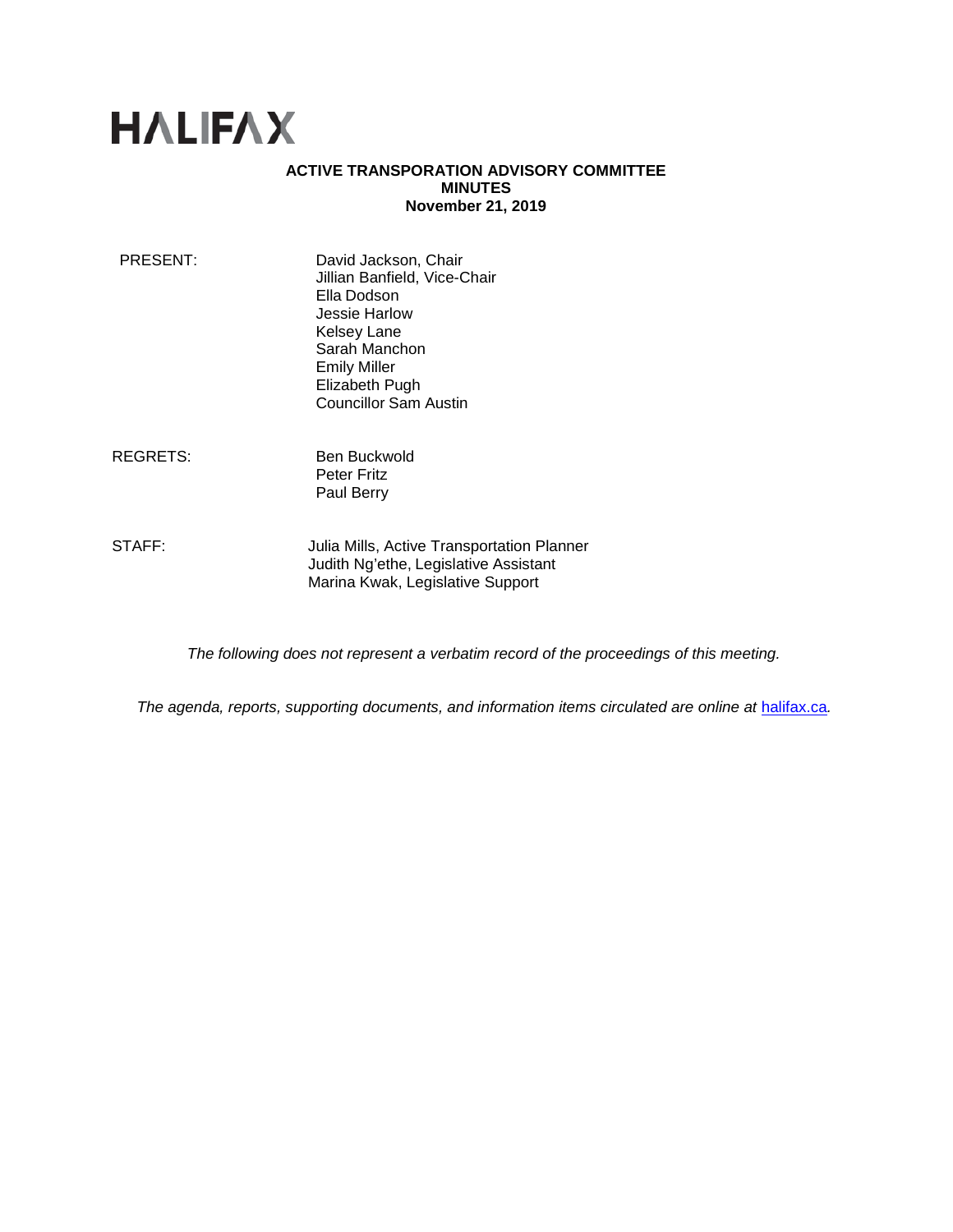# HALIFAX

**ACTIVE TRANSPORATION ADVISORY COMMITTEE**
**MINUTES**
**November 21, 2019**

PRESENT: David Jackson, Chair
Jillian Banfield, Vice-Chair
Ella Dodson
Jessie Harlow
Kelsey Lane
Sarah Manchon
Emily Miller
Elizabeth Pugh
Councillor Sam Austin

REGRETS: Ben Buckwold
Peter Fritz
Paul Berry

STAFF: Julia Mills, Active Transportation Planner
Judith Ng'ethe, Legislative Assistant
Marina Kwak, Legislative Support

*The following does not represent a verbatim record of the proceedings of this meeting.*

*The agenda, reports, supporting documents, and information items circulated are online at* [halifax.ca](halifax.ca)*.*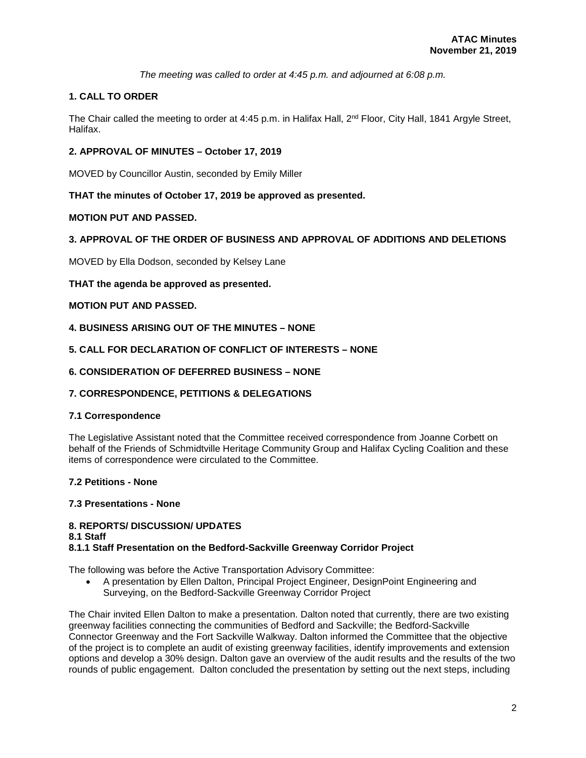*The meeting was called to order at 4:45 p.m. and adjourned at 6:08 p.m.*

## 1. CALL TO ORDER

The Chair called the meeting to order at 4:45 p.m. in Halifax Hall, 2nd Floor, City Hall, 1841 Argyle Street, Halifax.

## 2. APPROVAL OF MINUTES – October 17, 2019

MOVED by Councillor Austin, seconded by Emily Miller

**THAT the minutes of October 17, 2019 be approved as presented.**

**MOTION PUT AND PASSED.**

## 3. APPROVAL OF THE ORDER OF BUSINESS AND APPROVAL OF ADDITIONS AND DELETIONS

MOVED by Ella Dodson, seconded by Kelsey Lane

**THAT the agenda be approved as presented.**

**MOTION PUT AND PASSED.**

## 4. BUSINESS ARISING OUT OF THE MINUTES – NONE

## 5. CALL FOR DECLARATION OF CONFLICT OF INTERESTS – NONE

## 6. CONSIDERATION OF DEFERRED BUSINESS – NONE

## 7. CORRESPONDENCE, PETITIONS & DELEGATIONS

### 7.1 Correspondence

The Legislative Assistant noted that the Committee received correspondence from Joanne Corbett on behalf of the Friends of Schmidtville Heritage Community Group and Halifax Cycling Coalition and these items of correspondence were circulated to the Committee.

### 7.2 Petitions - None

### 7.3 Presentations - None

## 8. REPORTS/ DISCUSSION/ UPDATES

### 8.1 Staff

### 8.1.1 Staff Presentation on the Bedford-Sackville Greenway Corridor Project

The following was before the Active Transportation Advisory Committee:

- A presentation by Ellen Dalton, Principal Project Engineer, DesignPoint Engineering and Surveying, on the Bedford-Sackville Greenway Corridor Project

The Chair invited Ellen Dalton to make a presentation. Dalton noted that currently, there are two existing greenway facilities connecting the communities of Bedford and Sackville; the Bedford-Sackville Connector Greenway and the Fort Sackville Walkway. Dalton informed the Committee that the objective of the project is to complete an audit of existing greenway facilities, identify improvements and extension options and develop a 30% design. Dalton gave an overview of the audit results and the results of the two rounds of public engagement. Dalton concluded the presentation by setting out the next steps, including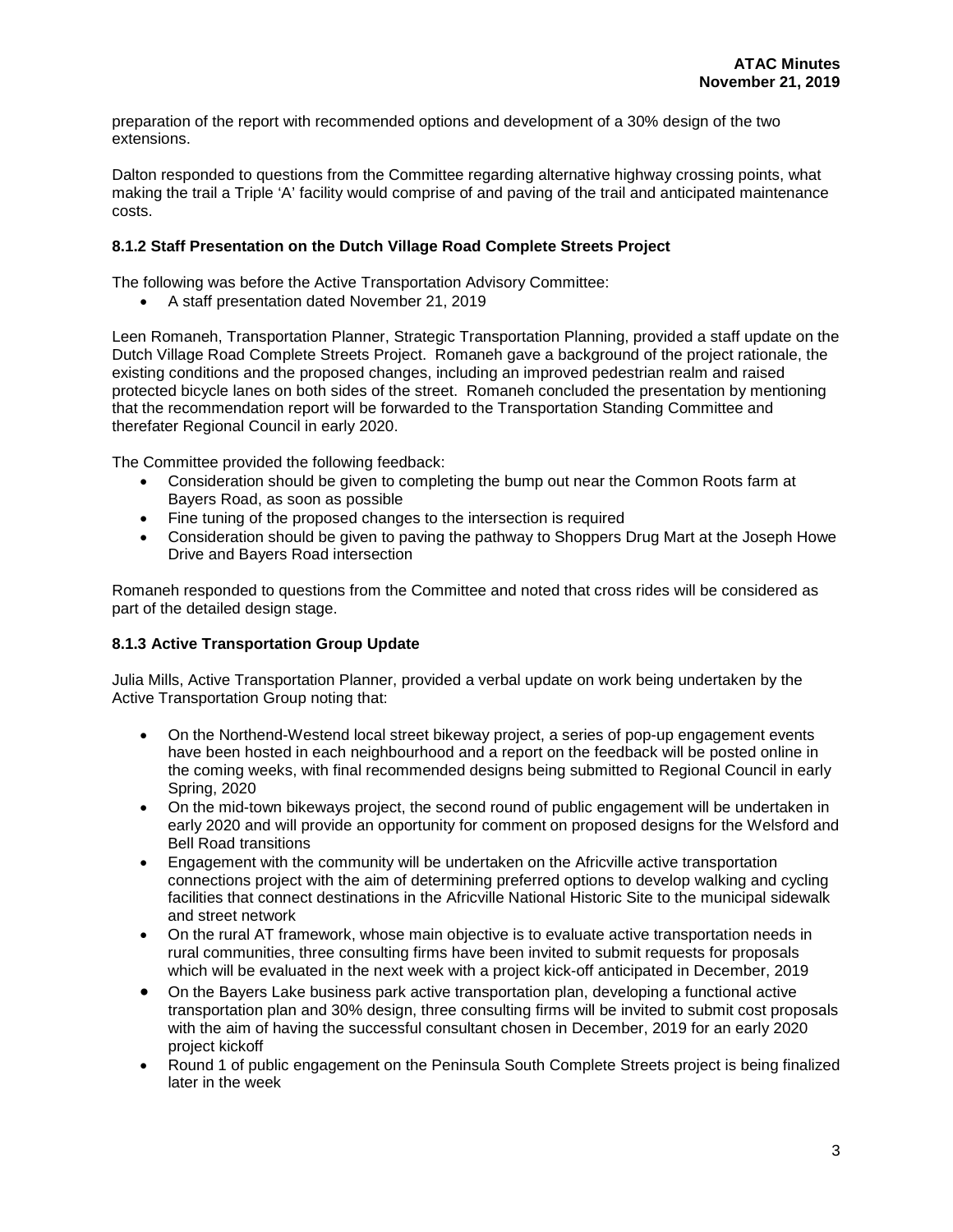preparation of the report with recommended options and development of a 30% design of the two extensions.

Dalton responded to questions from the Committee regarding alternative highway crossing points, what making the trail a Triple 'A' facility would comprise of and paving of the trail and anticipated maintenance costs.

### 8.1.2 Staff Presentation on the Dutch Village Road Complete Streets Project

The following was before the Active Transportation Advisory Committee:

- A staff presentation dated November 21, 2019

Leen Romaneh, Transportation Planner, Strategic Transportation Planning, provided a staff update on the Dutch Village Road Complete Streets Project. Romaneh gave a background of the project rationale, the existing conditions and the proposed changes, including an improved pedestrian realm and raised protected bicycle lanes on both sides of the street. Romaneh concluded the presentation by mentioning that the recommendation report will be forwarded to the Transportation Standing Committee and therefater Regional Council in early 2020.

The Committee provided the following feedback:

- Consideration should be given to completing the bump out near the Common Roots farm at Bayers Road, as soon as possible
- Fine tuning of the proposed changes to the intersection is required
- Consideration should be given to paving the pathway to Shoppers Drug Mart at the Joseph Howe Drive and Bayers Road intersection

Romaneh responded to questions from the Committee and noted that cross rides will be considered as part of the detailed design stage.

### 8.1.3 Active Transportation Group Update

Julia Mills, Active Transportation Planner, provided a verbal update on work being undertaken by the Active Transportation Group noting that:

- On the Northend-Westend local street bikeway project, a series of pop-up engagement events have been hosted in each neighbourhood and a report on the feedback will be posted online in the coming weeks, with final recommended designs being submitted to Regional Council in early Spring, 2020
- On the mid-town bikeways project, the second round of public engagement will be undertaken in early 2020 and will provide an opportunity for comment on proposed designs for the Welsford and Bell Road transitions
- Engagement with the community will be undertaken on the Africville active transportation connections project with the aim of determining preferred options to develop walking and cycling facilities that connect destinations in the Africville National Historic Site to the municipal sidewalk and street network
- On the rural AT framework, whose main objective is to evaluate active transportation needs in rural communities, three consulting firms have been invited to submit requests for proposals which will be evaluated in the next week with a project kick-off anticipated in December, 2019
- On the Bayers Lake business park active transportation plan, developing a functional active transportation plan and 30% design, three consulting firms will be invited to submit cost proposals with the aim of having the successful consultant chosen in December, 2019 for an early 2020 project kickoff
- Round 1 of public engagement on the Peninsula South Complete Streets project is being finalized later in the week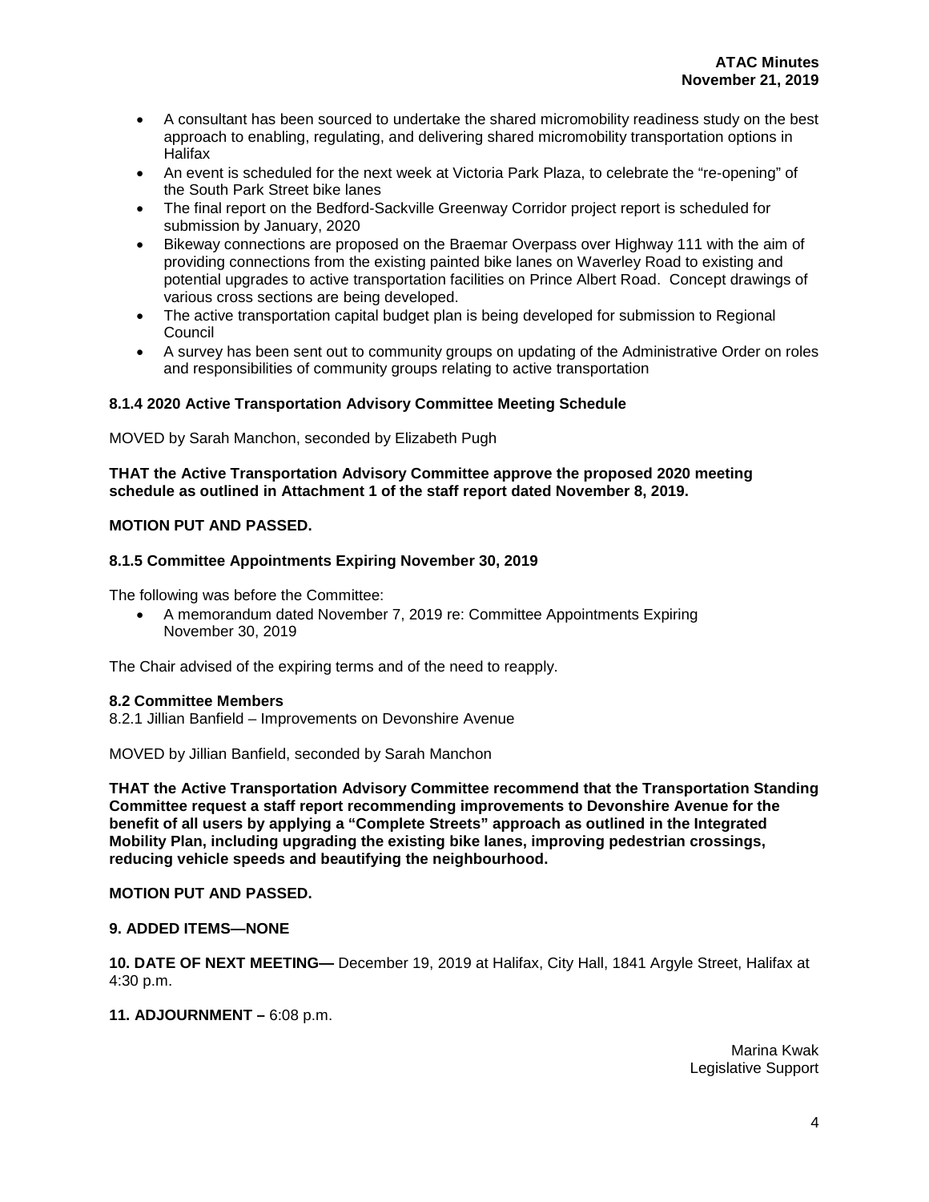- A consultant has been sourced to undertake the shared micromobility readiness study on the best approach to enabling, regulating, and delivering shared micromobility transportation options in Halifax
- An event is scheduled for the next week at Victoria Park Plaza, to celebrate the "re-opening" of the South Park Street bike lanes
- The final report on the Bedford-Sackville Greenway Corridor project report is scheduled for submission by January, 2020
- Bikeway connections are proposed on the Braemar Overpass over Highway 111 with the aim of providing connections from the existing painted bike lanes on Waverley Road to existing and potential upgrades to active transportation facilities on Prince Albert Road. Concept drawings of various cross sections are being developed.
- The active transportation capital budget plan is being developed for submission to Regional Council
- A survey has been sent out to community groups on updating of the Administrative Order on roles and responsibilities of community groups relating to active transportation

**8.1.4 2020 Active Transportation Advisory Committee Meeting Schedule**

MOVED by Sarah Manchon, seconded by Elizabeth Pugh

**THAT the Active Transportation Advisory Committee approve the proposed 2020 meeting schedule as outlined in Attachment 1 of the staff report dated November 8, 2019.**

**MOTION PUT AND PASSED.**

**8.1.5 Committee Appointments Expiring November 30, 2019**

The following was before the Committee:

- A memorandum dated November 7, 2019 re: Committee Appointments Expiring November 30, 2019

The Chair advised of the expiring terms and of the need to reapply.

**8.2 Committee Members**

8.2.1 Jillian Banfield – Improvements on Devonshire Avenue

MOVED by Jillian Banfield, seconded by Sarah Manchon

**THAT the Active Transportation Advisory Committee recommend that the Transportation Standing Committee request a staff report recommending improvements to Devonshire Avenue for the benefit of all users by applying a "Complete Streets" approach as outlined in the Integrated Mobility Plan, including upgrading the existing bike lanes, improving pedestrian crossings, reducing vehicle speeds and beautifying the neighbourhood.**

**MOTION PUT AND PASSED.**

**9. ADDED ITEMS—NONE**

**10. DATE OF NEXT MEETING—** December 19, 2019 at Halifax, City Hall, 1841 Argyle Street, Halifax at 4:30 p.m.

**11. ADJOURNMENT –** 6:08 p.m.

Marina Kwak
Legislative Support